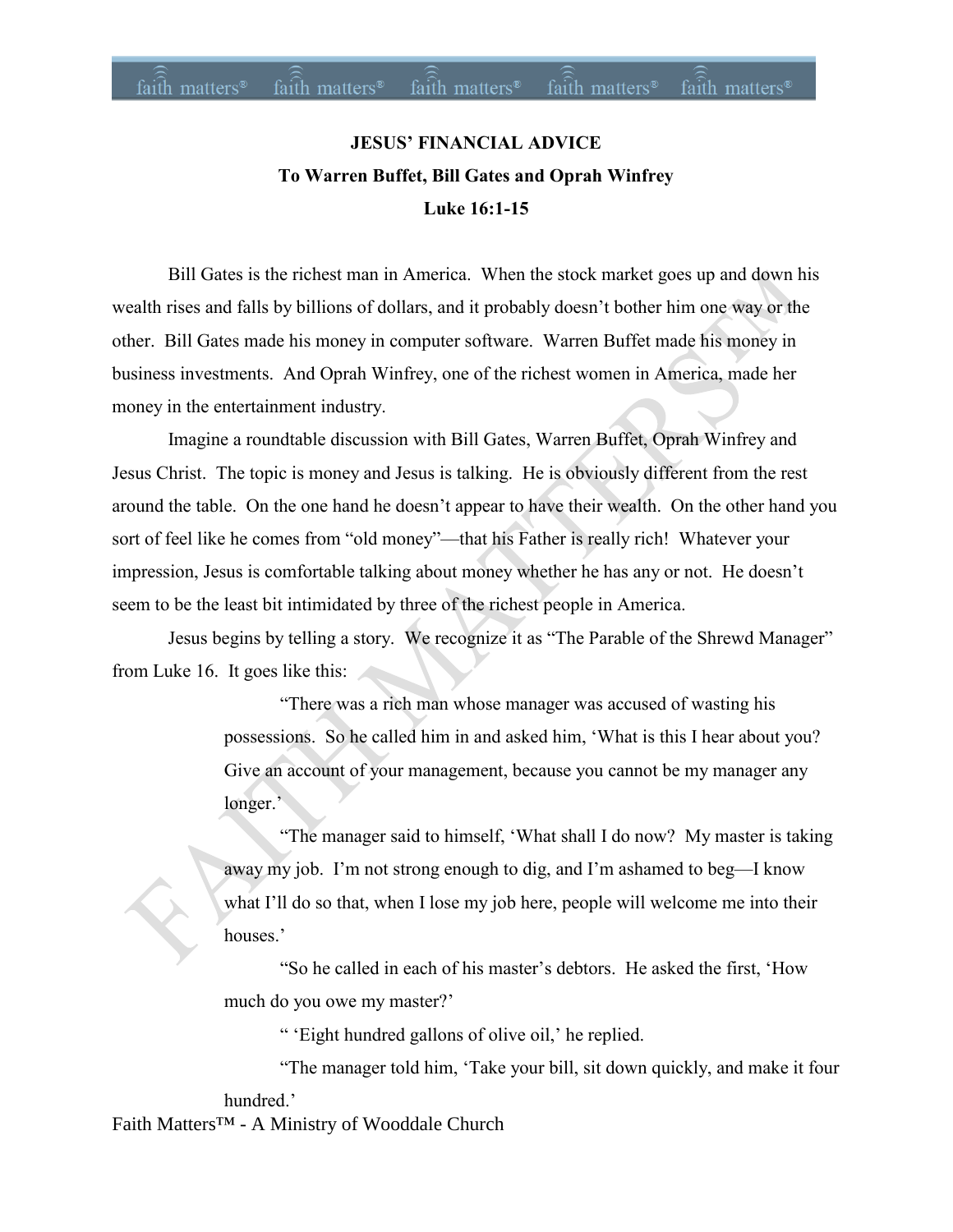# JESUS' FINANCIAL ADVICE

## To Warren Buffet, Bill Gates and Oprah Winfrey

## Luke 16:1-15

Bill Gates is the richest man in America. When the stock market goes up and down his wealth rises and falls by billions of dollars, and it probably doesn't bother him one way or the other. Bill Gates made his money in computer software. Warren Buffet made his money in business investments. And Oprah Winfrey, one of the richest women in America, made her money in the entertainment industry.

Imagine a roundtable discussion with Bill Gates, Warren Buffet, Oprah Winfrey and Jesus Christ. The topic is money and Jesus is talking. He is obviously different from the rest around the table. On the one hand he doesn't appear to have their wealth. On the other hand you sort of feel like he comes from "old money"—that his Father is really rich! Whatever your impression, Jesus is comfortable talking about money whether he has any or not. He doesn't seem to be the least bit intimidated by three of the richest people in America.

Jesus begins by telling a story. We recognize it as "The Parable of the Shrewd Manager" from Luke 16. It goes like this:

> "There was a rich man whose manager was accused of wasting his possessions. So he called him in and asked him, 'What is this I hear about you? Give an account of your management, because you cannot be my manager any longer.'
>
> "The manager said to himself, 'What shall I do now? My master is taking away my job. I'm not strong enough to dig, and I'm ashamed to beg—I know what I'll do so that, when I lose my job here, people will welcome me into their houses.'
>
> "So he called in each of his master's debtors. He asked the first, 'How much do you owe my master?'
>
> " 'Eight hundred gallons of olive oil,' he replied.
>
> "The manager told him, 'Take your bill, sit down quickly, and make it four hundred.'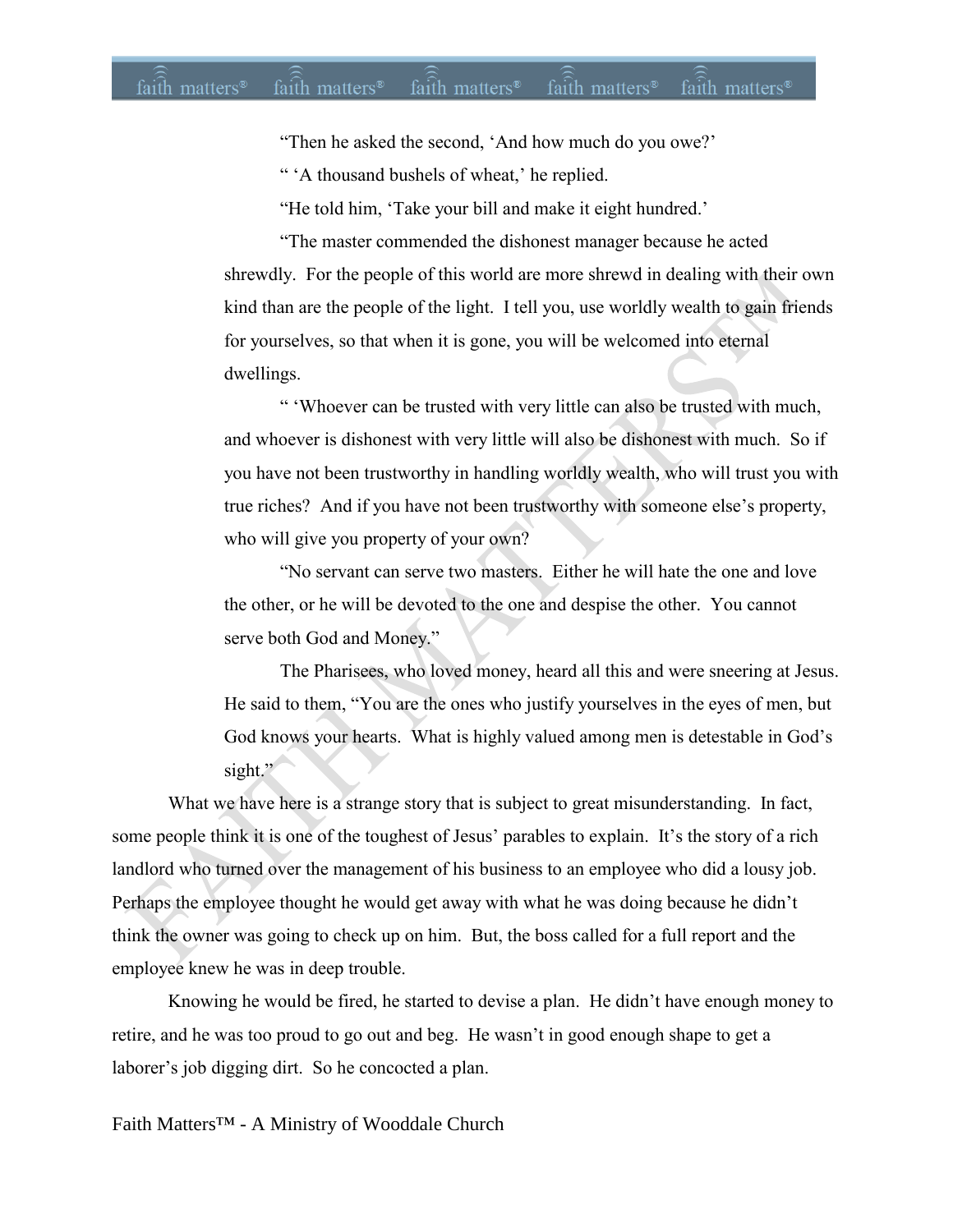"Then he asked the second, 'And how much do you owe?'

" 'A thousand bushels of wheat,' he replied.

"He told him, 'Take your bill and make it eight hundred.'

"The master commended the dishonest manager because he acted shrewdly. For the people of this world are more shrewd in dealing with their own kind than are the people of the light. I tell you, use worldly wealth to gain friends for yourselves, so that when it is gone, you will be welcomed into eternal dwellings.

" 'Whoever can be trusted with very little can also be trusted with much, and whoever is dishonest with very little will also be dishonest with much. So if you have not been trustworthy in handling worldly wealth, who will trust you with true riches? And if you have not been trustworthy with someone else's property, who will give you property of your own?

"No servant can serve two masters. Either he will hate the one and love the other, or he will be devoted to the one and despise the other. You cannot serve both God and Money."

The Pharisees, who loved money, heard all this and were sneering at Jesus. He said to them, "You are the ones who justify yourselves in the eyes of men, but God knows your hearts. What is highly valued among men is detestable in God's sight."

What we have here is a strange story that is subject to great misunderstanding. In fact, some people think it is one of the toughest of Jesus' parables to explain. It's the story of a rich landlord who turned over the management of his business to an employee who did a lousy job. Perhaps the employee thought he would get away with what he was doing because he didn't think the owner was going to check up on him. But, the boss called for a full report and the employee knew he was in deep trouble.

Knowing he would be fired, he started to devise a plan. He didn't have enough money to retire, and he was too proud to go out and beg. He wasn't in good enough shape to get a laborer's job digging dirt. So he concocted a plan.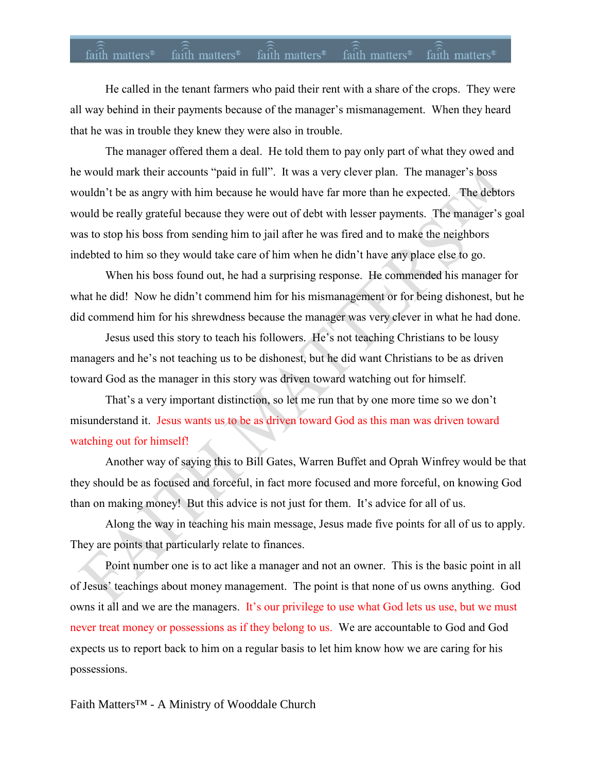He called in the tenant farmers who paid their rent with a share of the crops. They were all way behind in their payments because of the manager's mismanagement. When they heard that he was in trouble they knew they were also in trouble.

The manager offered them a deal. He told them to pay only part of what they owed and he would mark their accounts "paid in full". It was a very clever plan. The manager's boss wouldn't be as angry with him because he would have far more than he expected. The debtors would be really grateful because they were out of debt with lesser payments. The manager's goal was to stop his boss from sending him to jail after he was fired and to make the neighbors indebted to him so they would take care of him when he didn't have any place else to go.

When his boss found out, he had a surprising response. He commended his manager for what he did! Now he didn't commend him for his mismanagement or for being dishonest, but he did commend him for his shrewdness because the manager was very clever in what he had done.

Jesus used this story to teach his followers. He's not teaching Christians to be lousy managers and he's not teaching us to be dishonest, but he did want Christians to be as driven toward God as the manager in this story was driven toward watching out for himself.

That's a very important distinction, so let me run that by one more time so we don't misunderstand it. Jesus wants us to be as driven toward God as this man was driven toward watching out for himself!

Another way of saying this to Bill Gates, Warren Buffet and Oprah Winfrey would be that they should be as focused and forceful, in fact more focused and more forceful, on knowing God than on making money! But this advice is not just for them. It's advice for all of us.

Along the way in teaching his main message, Jesus made five points for all of us to apply. They are points that particularly relate to finances.

Point number one is to act like a manager and not an owner. This is the basic point in all of Jesus' teachings about money management. The point is that none of us owns anything. God owns it all and we are the managers. It's our privilege to use what God lets us use, but we must never treat money or possessions as if they belong to us. We are accountable to God and God expects us to report back to him on a regular basis to let him know how we are caring for his possessions.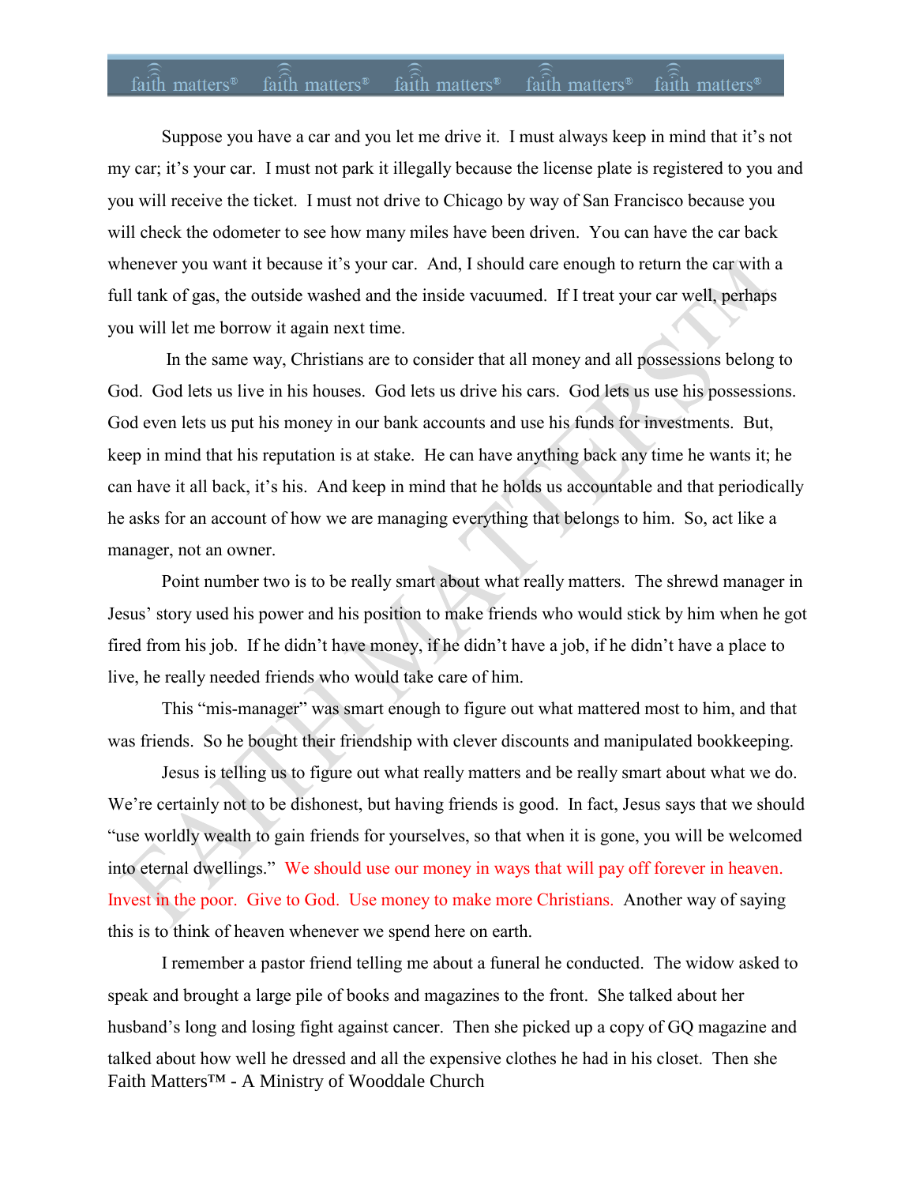Suppose you have a car and you let me drive it. I must always keep in mind that it's not my car; it's your car. I must not park it illegally because the license plate is registered to you and you will receive the ticket. I must not drive to Chicago by way of San Francisco because you will check the odometer to see how many miles have been driven. You can have the car back whenever you want it because it's your car. And, I should care enough to return the car with a full tank of gas, the outside washed and the inside vacuumed. If I treat your car well, perhaps you will let me borrow it again next time.

In the same way, Christians are to consider that all money and all possessions belong to God. God lets us live in his houses. God lets us drive his cars. God lets us use his possessions. God even lets us put his money in our bank accounts and use his funds for investments. But, keep in mind that his reputation is at stake. He can have anything back any time he wants it; he can have it all back, it's his. And keep in mind that he holds us accountable and that periodically he asks for an account of how we are managing everything that belongs to him. So, act like a manager, not an owner.

Point number two is to be really smart about what really matters. The shrewd manager in Jesus' story used his power and his position to make friends who would stick by him when he got fired from his job. If he didn't have money, if he didn't have a job, if he didn't have a place to live, he really needed friends who would take care of him.

This "mis-manager" was smart enough to figure out what mattered most to him, and that was friends. So he bought their friendship with clever discounts and manipulated bookkeeping.

Jesus is telling us to figure out what really matters and be really smart about what we do. We're certainly not to be dishonest, but having friends is good. In fact, Jesus says that we should "use worldly wealth to gain friends for yourselves, so that when it is gone, you will be welcomed into eternal dwellings." We should use our money in ways that will pay off forever in heaven. Invest in the poor. Give to God. Use money to make more Christians. Another way of saying this is to think of heaven whenever we spend here on earth.

I remember a pastor friend telling me about a funeral he conducted. The widow asked to speak and brought a large pile of books and magazines to the front. She talked about her husband's long and losing fight against cancer. Then she picked up a copy of GQ magazine and talked about how well he dressed and all the expensive clothes he had in his closet. Then she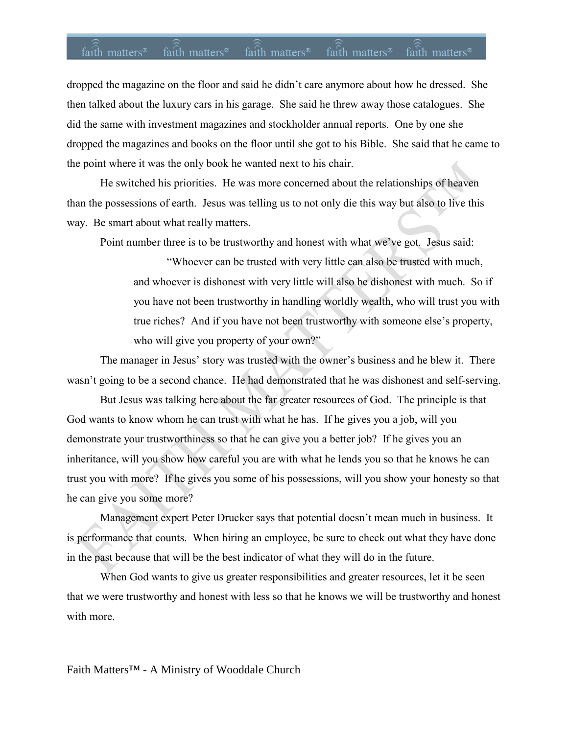dropped the magazine on the floor and said he didn't care anymore about how he dressed. She then talked about the luxury cars in his garage. She said he threw away those catalogues. She did the same with investment magazines and stockholder annual reports. One by one she dropped the magazines and books on the floor until she got to his Bible. She said that he came to the point where it was the only book he wanted next to his chair.

He switched his priorities. He was more concerned about the relationships of heaven than the possessions of earth. Jesus was telling us to not only die this way but also to live this way. Be smart about what really matters.

Point number three is to be trustworthy and honest with what we've got. Jesus said:

> "Whoever can be trusted with very little can also be trusted with much, and whoever is dishonest with very little will also be dishonest with much. So if you have not been trustworthy in handling worldly wealth, who will trust you with true riches? And if you have not been trustworthy with someone else's property, who will give you property of your own?"

The manager in Jesus' story was trusted with the owner's business and he blew it. There wasn't going to be a second chance. He had demonstrated that he was dishonest and self-serving.

But Jesus was talking here about the far greater resources of God. The principle is that God wants to know whom he can trust with what he has. If he gives you a job, will you demonstrate your trustworthiness so that he can give you a better job? If he gives you an inheritance, will you show how careful you are with what he lends you so that he knows he can trust you with more? If he gives you some of his possessions, will you show your honesty so that he can give you some more?

Management expert Peter Drucker says that potential doesn't mean much in business. It is performance that counts. When hiring an employee, be sure to check out what they have done in the past because that will be the best indicator of what they will do in the future.

When God wants to give us greater responsibilities and greater resources, let it be seen that we were trustworthy and honest with less so that he knows we will be trustworthy and honest with more.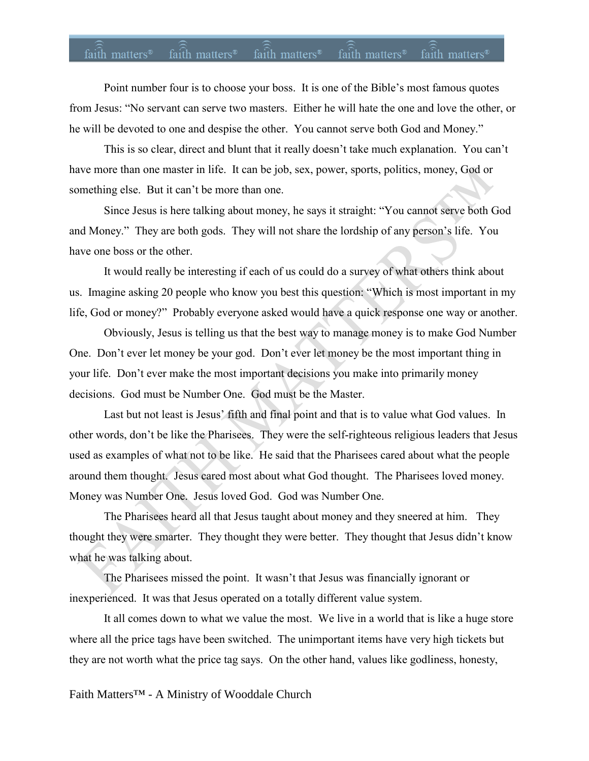Point number four is to choose your boss. It is one of the Bible's most famous quotes from Jesus: "No servant can serve two masters. Either he will hate the one and love the other, or he will be devoted to one and despise the other. You cannot serve both God and Money."

This is so clear, direct and blunt that it really doesn't take much explanation. You can't have more than one master in life. It can be job, sex, power, sports, politics, money, God or something else. But it can't be more than one.

Since Jesus is here talking about money, he says it straight: "You cannot serve both God and Money." They are both gods. They will not share the lordship of any person's life. You have one boss or the other.

It would really be interesting if each of us could do a survey of what others think about us. Imagine asking 20 people who know you best this question: "Which is most important in my life, God or money?" Probably everyone asked would have a quick response one way or another.

Obviously, Jesus is telling us that the best way to manage money is to make God Number One. Don't ever let money be your god. Don't ever let money be the most important thing in your life. Don't ever make the most important decisions you make into primarily money decisions. God must be Number One. God must be the Master.

Last but not least is Jesus' fifth and final point and that is to value what God values. In other words, don't be like the Pharisees. They were the self-righteous religious leaders that Jesus used as examples of what not to be like. He said that the Pharisees cared about what the people around them thought. Jesus cared most about what God thought. The Pharisees loved money. Money was Number One. Jesus loved God. God was Number One.

The Pharisees heard all that Jesus taught about money and they sneered at him. They thought they were smarter. They thought they were better. They thought that Jesus didn't know what he was talking about.

The Pharisees missed the point. It wasn't that Jesus was financially ignorant or inexperienced. It was that Jesus operated on a totally different value system.

It all comes down to what we value the most. We live in a world that is like a huge store where all the price tags have been switched. The unimportant items have very high tickets but they are not worth what the price tag says. On the other hand, values like godliness, honesty,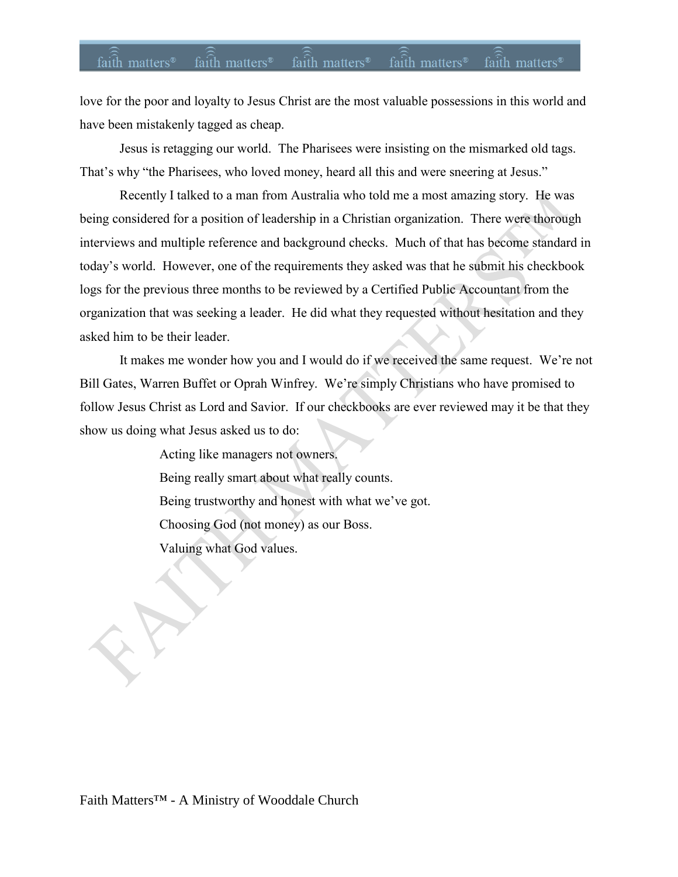love for the poor and loyalty to Jesus Christ are the most valuable possessions in this world and have been mistakenly tagged as cheap.

Jesus is retagging our world. The Pharisees were insisting on the mismarked old tags. That's why "the Pharisees, who loved money, heard all this and were sneering at Jesus."

Recently I talked to a man from Australia who told me a most amazing story. He was being considered for a position of leadership in a Christian organization. There were thorough interviews and multiple reference and background checks. Much of that has become standard in today's world. However, one of the requirements they asked was that he submit his checkbook logs for the previous three months to be reviewed by a Certified Public Accountant from the organization that was seeking a leader. He did what they requested without hesitation and they asked him to be their leader.

It makes me wonder how you and I would do if we received the same request. We're not Bill Gates, Warren Buffet or Oprah Winfrey. We're simply Christians who have promised to follow Jesus Christ as Lord and Savior. If our checkbooks are ever reviewed may it be that they show us doing what Jesus asked us to do:

> Acting like managers not owners.
> Being really smart about what really counts.
> Being trustworthy and honest with what we've got.
> Choosing God (not money) as our Boss.
> Valuing what God values.